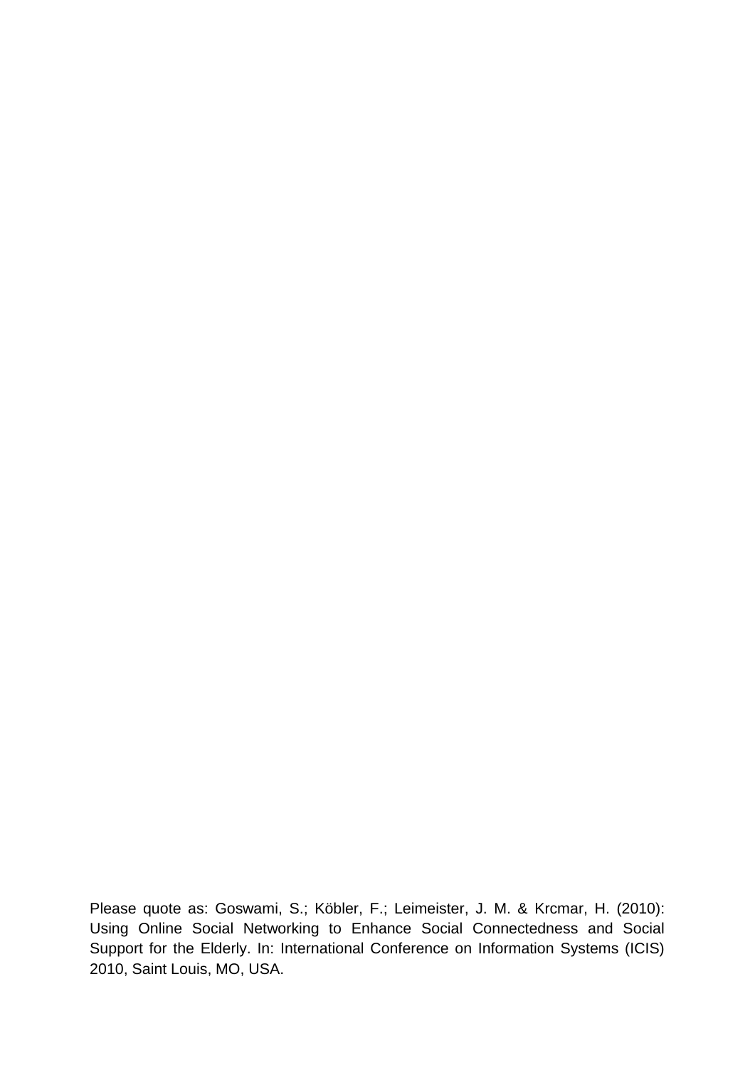Please quote as: Goswami, S.; Köbler, F.; Leimeister, J. M. & Krcmar, H. (2010): Using Online Social Networking to Enhance Social Connectedness and Social Support for the Elderly. In: International Conference on Information Systems (ICIS) 2010, Saint Louis, MO, USA.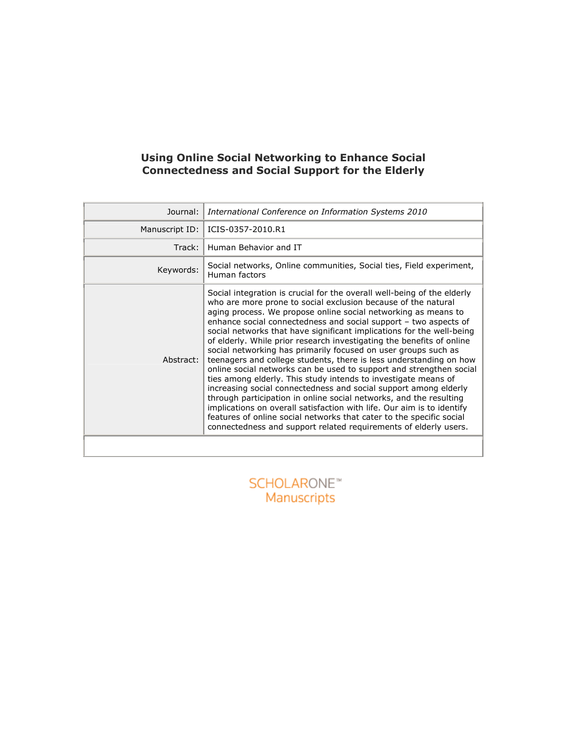# Using Online Social Networking to Enhance Social Connectedness and Social Support for the Elderly

| | |
|---|---|
| Journal: | *International Conference on Information Systems 2010* |
| Manuscript ID: | ICIS-0357-2010.R1 |
| Track: | Human Behavior and IT |
| Keywords: | Social networks, Online communities, Social ties, Field experiment, Human factors |
| Abstract: | Social integration is crucial for the overall well-being of the elderly who are more prone to social exclusion because of the natural aging process. We propose online social networking as means to enhance social connectedness and social support – two aspects of social networks that have significant implications for the well-being of elderly. While prior research investigating the benefits of online social networking has primarily focused on user groups such as teenagers and college students, there is less understanding on how online social networks can be used to support and strengthen social ties among elderly. This study intends to investigate means of increasing social connectedness and social support among elderly through participation in online social networks, and the resulting implications on overall satisfaction with life. Our aim is to identify features of online social networks that cater to the specific social connectedness and support related requirements of elderly users. |

SCHOLARONE™
Manuscripts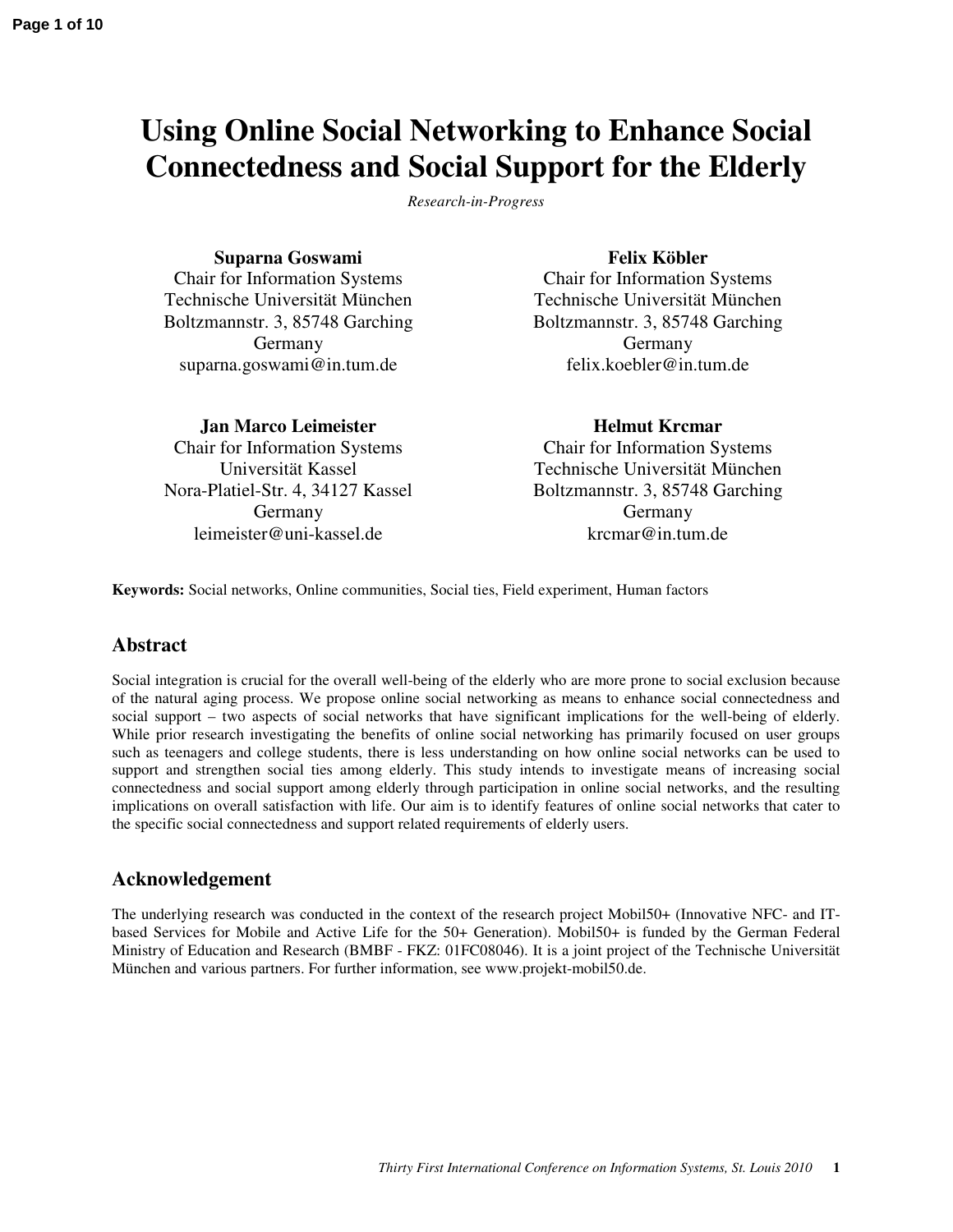# Using Online Social Networking to Enhance Social Connectedness and Social Support for the Elderly

*Research-in-Progress*

**Suparna Goswami**
Chair for Information Systems
Technische Universität München
Boltzmannstr. 3, 85748 Garching
Germany
suparna.goswami@in.tum.de

**Felix Köbler**
Chair for Information Systems
Technische Universität München
Boltzmannstr. 3, 85748 Garching
Germany
felix.koebler@in.tum.de

**Jan Marco Leimeister**
Chair for Information Systems
Universität Kassel
Nora-Platiel-Str. 4, 34127 Kassel
Germany
leimeister@uni-kassel.de

**Helmut Krcmar**
Chair for Information Systems
Technische Universität München
Boltzmannstr. 3, 85748 Garching
Germany
krcmar@in.tum.de

**Keywords:** Social networks, Online communities, Social ties, Field experiment, Human factors

## Abstract

Social integration is crucial for the overall well-being of the elderly who are more prone to social exclusion because of the natural aging process. We propose online social networking as means to enhance social connectedness and social support – two aspects of social networks that have significant implications for the well-being of elderly. While prior research investigating the benefits of online social networking has primarily focused on user groups such as teenagers and college students, there is less understanding on how online social networks can be used to support and strengthen social ties among elderly. This study intends to investigate means of increasing social connectedness and social support among elderly through participation in online social networks, and the resulting implications on overall satisfaction with life. Our aim is to identify features of online social networks that cater to the specific social connectedness and support related requirements of elderly users.

## Acknowledgement

The underlying research was conducted in the context of the research project Mobil50+ (Innovative NFC- and IT-based Services for Mobile and Active Life for the 50+ Generation). Mobil50+ is funded by the German Federal Ministry of Education and Research (BMBF - FKZ: 01FC08046). It is a joint project of the Technische Universität München and various partners. For further information, see www.projekt-mobil50.de.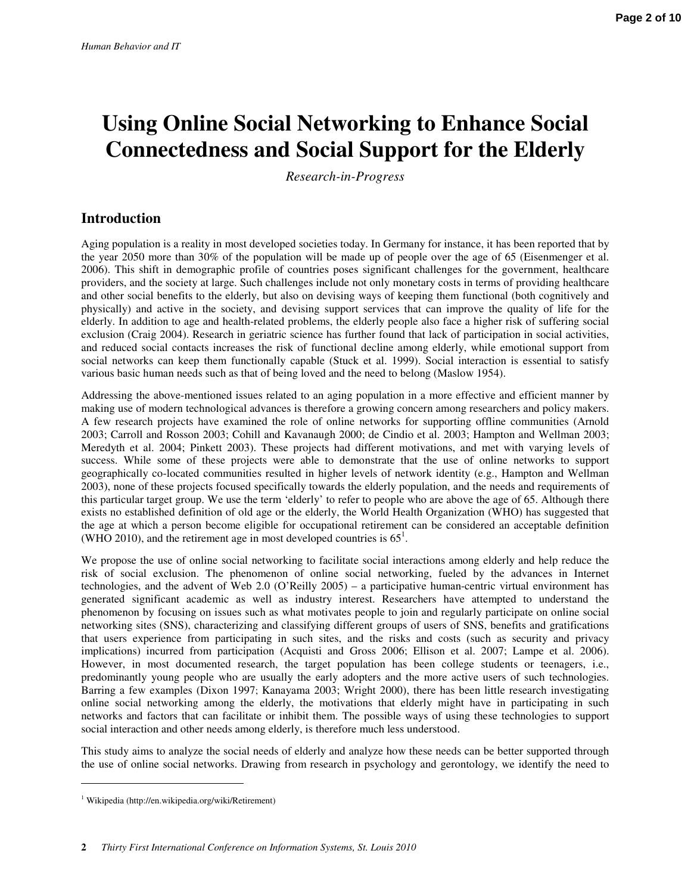# Using Online Social Networking to Enhance Social Connectedness and Social Support for the Elderly

*Research-in-Progress*

## Introduction

Aging population is a reality in most developed societies today. In Germany for instance, it has been reported that by the year 2050 more than 30% of the population will be made up of people over the age of 65 (Eisenmenger et al. 2006). This shift in demographic profile of countries poses significant challenges for the government, healthcare providers, and the society at large. Such challenges include not only monetary costs in terms of providing healthcare and other social benefits to the elderly, but also on devising ways of keeping them functional (both cognitively and physically) and active in the society, and devising support services that can improve the quality of life for the elderly. In addition to age and health-related problems, the elderly people also face a higher risk of suffering social exclusion (Craig 2004). Research in geriatric science has further found that lack of participation in social activities, and reduced social contacts increases the risk of functional decline among elderly, while emotional support from social networks can keep them functionally capable (Stuck et al. 1999). Social interaction is essential to satisfy various basic human needs such as that of being loved and the need to belong (Maslow 1954).

Addressing the above-mentioned issues related to an aging population in a more effective and efficient manner by making use of modern technological advances is therefore a growing concern among researchers and policy makers. A few research projects have examined the role of online networks for supporting offline communities (Arnold 2003; Carroll and Rosson 2003; Cohill and Kavanaugh 2000; de Cindio et al. 2003; Hampton and Wellman 2003; Meredyth et al. 2004; Pinkett 2003). These projects had different motivations, and met with varying levels of success. While some of these projects were able to demonstrate that the use of online networks to support geographically co-located communities resulted in higher levels of network identity (e.g., Hampton and Wellman 2003), none of these projects focused specifically towards the elderly population, and the needs and requirements of this particular target group. We use the term 'elderly' to refer to people who are above the age of 65. Although there exists no established definition of old age or the elderly, the World Health Organization (WHO) has suggested that the age at which a person become eligible for occupational retirement can be considered an acceptable definition (WHO 2010), and the retirement age in most developed countries is 65[1].

We propose the use of online social networking to facilitate social interactions among elderly and help reduce the risk of social exclusion. The phenomenon of online social networking, fueled by the advances in Internet technologies, and the advent of Web 2.0 (O'Reilly 2005) – a participative human-centric virtual environment has generated significant academic as well as industry interest. Researchers have attempted to understand the phenomenon by focusing on issues such as what motivates people to join and regularly participate on online social networking sites (SNS), characterizing and classifying different groups of users of SNS, benefits and gratifications that users experience from participating in such sites, and the risks and costs (such as security and privacy implications) incurred from participation (Acquisti and Gross 2006; Ellison et al. 2007; Lampe et al. 2006). However, in most documented research, the target population has been college students or teenagers, i.e., predominantly young people who are usually the early adopters and the more active users of such technologies. Barring a few examples (Dixon 1997; Kanayama 2003; Wright 2000), there has been little research investigating online social networking among the elderly, the motivations that elderly might have in participating in such networks and factors that can facilitate or inhibit them. The possible ways of using these technologies to support social interaction and other needs among elderly, is therefore much less understood.

This study aims to analyze the social needs of elderly and analyze how these needs can be better supported through the use of online social networks. Drawing from research in psychology and gerontology, we identify the need to

[1] Wikipedia (http://en.wikipedia.org/wiki/Retirement)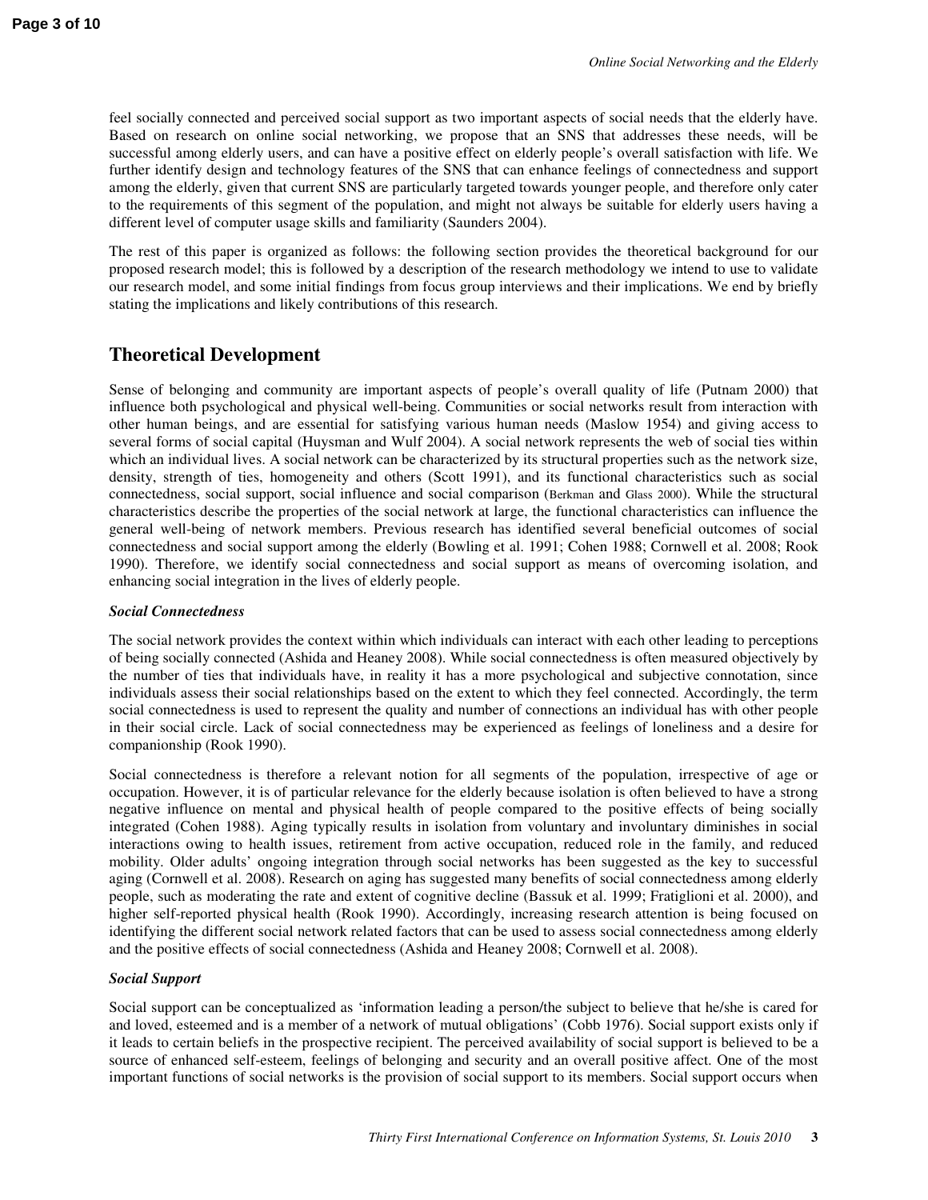feel socially connected and perceived social support as two important aspects of social needs that the elderly have. Based on research on online social networking, we propose that an SNS that addresses these needs, will be successful among elderly users, and can have a positive effect on elderly people's overall satisfaction with life. We further identify design and technology features of the SNS that can enhance feelings of connectedness and support among the elderly, given that current SNS are particularly targeted towards younger people, and therefore only cater to the requirements of this segment of the population, and might not always be suitable for elderly users having a different level of computer usage skills and familiarity (Saunders 2004).

The rest of this paper is organized as follows: the following section provides the theoretical background for our proposed research model; this is followed by a description of the research methodology we intend to use to validate our research model, and some initial findings from focus group interviews and their implications. We end by briefly stating the implications and likely contributions of this research.

## Theoretical Development

Sense of belonging and community are important aspects of people's overall quality of life (Putnam 2000) that influence both psychological and physical well-being. Communities or social networks result from interaction with other human beings, and are essential for satisfying various human needs (Maslow 1954) and giving access to several forms of social capital (Huysman and Wulf 2004). A social network represents the web of social ties within which an individual lives. A social network can be characterized by its structural properties such as the network size, density, strength of ties, homogeneity and others (Scott 1991), and its functional characteristics such as social connectedness, social support, social influence and social comparison (Berkman and Glass 2000). While the structural characteristics describe the properties of the social network at large, the functional characteristics can influence the general well-being of network members. Previous research has identified several beneficial outcomes of social connectedness and social support among the elderly (Bowling et al. 1991; Cohen 1988; Cornwell et al. 2008; Rook 1990). Therefore, we identify social connectedness and social support as means of overcoming isolation, and enhancing social integration in the lives of elderly people.

### *Social Connectedness*

The social network provides the context within which individuals can interact with each other leading to perceptions of being socially connected (Ashida and Heaney 2008). While social connectedness is often measured objectively by the number of ties that individuals have, in reality it has a more psychological and subjective connotation, since individuals assess their social relationships based on the extent to which they feel connected. Accordingly, the term social connectedness is used to represent the quality and number of connections an individual has with other people in their social circle. Lack of social connectedness may be experienced as feelings of loneliness and a desire for companionship (Rook 1990).

Social connectedness is therefore a relevant notion for all segments of the population, irrespective of age or occupation. However, it is of particular relevance for the elderly because isolation is often believed to have a strong negative influence on mental and physical health of people compared to the positive effects of being socially integrated (Cohen 1988). Aging typically results in isolation from voluntary and involuntary diminishes in social interactions owing to health issues, retirement from active occupation, reduced role in the family, and reduced mobility. Older adults' ongoing integration through social networks has been suggested as the key to successful aging (Cornwell et al. 2008). Research on aging has suggested many benefits of social connectedness among elderly people, such as moderating the rate and extent of cognitive decline (Bassuk et al. 1999; Fratiglioni et al. 2000), and higher self-reported physical health (Rook 1990). Accordingly, increasing research attention is being focused on identifying the different social network related factors that can be used to assess social connectedness among elderly and the positive effects of social connectedness (Ashida and Heaney 2008; Cornwell et al. 2008).

### *Social Support*

Social support can be conceptualized as 'information leading a person/the subject to believe that he/she is cared for and loved, esteemed and is a member of a network of mutual obligations' (Cobb 1976). Social support exists only if it leads to certain beliefs in the prospective recipient. The perceived availability of social support is believed to be a source of enhanced self-esteem, feelings of belonging and security and an overall positive affect. One of the most important functions of social networks is the provision of social support to its members. Social support occurs when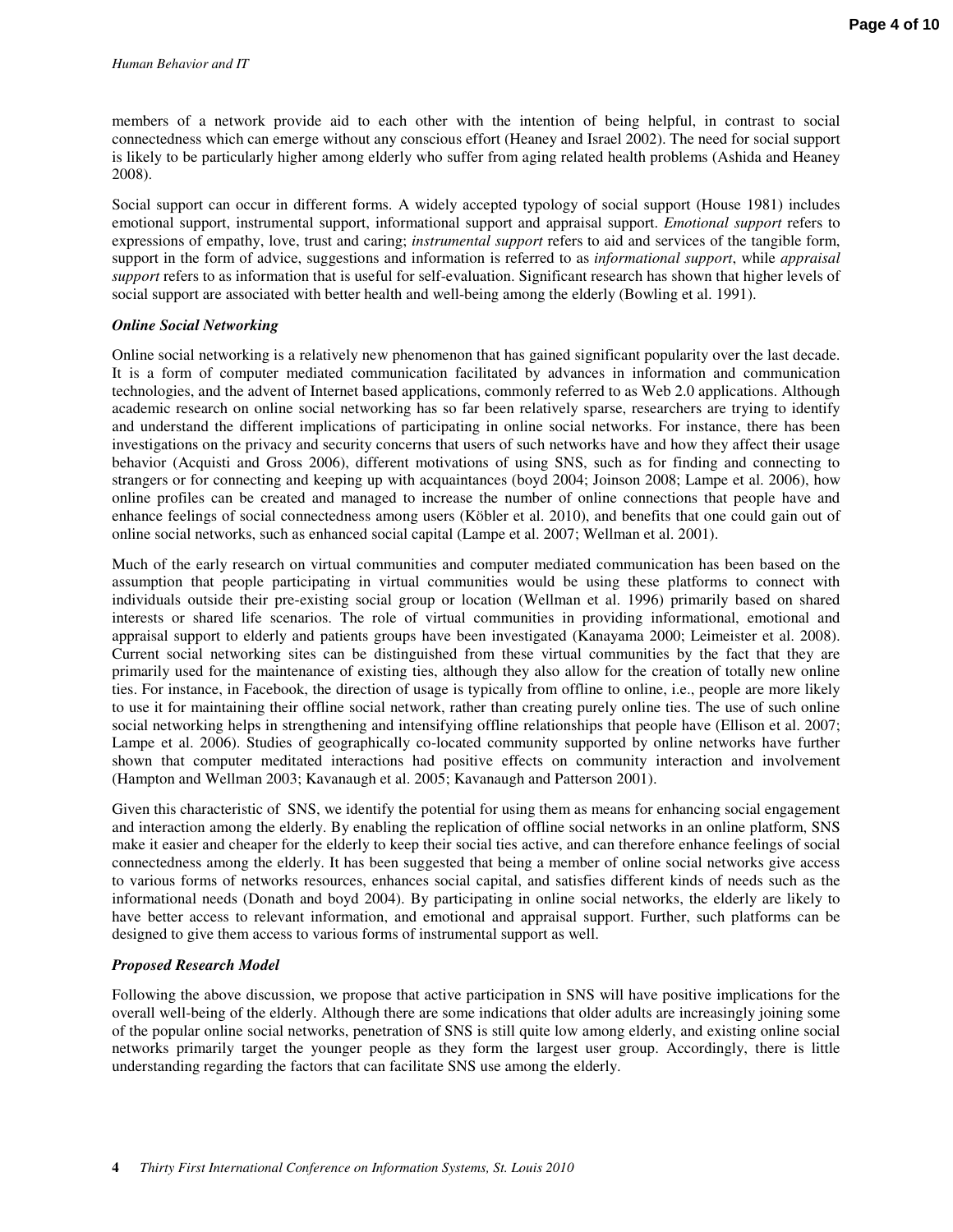members of a network provide aid to each other with the intention of being helpful, in contrast to social connectedness which can emerge without any conscious effort (Heaney and Israel 2002). The need for social support is likely to be particularly higher among elderly who suffer from aging related health problems (Ashida and Heaney 2008).

Social support can occur in different forms. A widely accepted typology of social support (House 1981) includes emotional support, instrumental support, informational support and appraisal support. *Emotional support* refers to expressions of empathy, love, trust and caring; *instrumental support* refers to aid and services of the tangible form, support in the form of advice, suggestions and information is referred to as *informational support*, while *appraisal support* refers to as information that is useful for self-evaluation. Significant research has shown that higher levels of social support are associated with better health and well-being among the elderly (Bowling et al. 1991).

### *Online Social Networking*

Online social networking is a relatively new phenomenon that has gained significant popularity over the last decade. It is a form of computer mediated communication facilitated by advances in information and communication technologies, and the advent of Internet based applications, commonly referred to as Web 2.0 applications. Although academic research on online social networking has so far been relatively sparse, researchers are trying to identify and understand the different implications of participating in online social networks. For instance, there has been investigations on the privacy and security concerns that users of such networks have and how they affect their usage behavior (Acquisti and Gross 2006), different motivations of using SNS, such as for finding and connecting to strangers or for connecting and keeping up with acquaintances (boyd 2004; Joinson 2008; Lampe et al. 2006), how online profiles can be created and managed to increase the number of online connections that people have and enhance feelings of social connectedness among users (Köbler et al. 2010), and benefits that one could gain out of online social networks, such as enhanced social capital (Lampe et al. 2007; Wellman et al. 2001).

Much of the early research on virtual communities and computer mediated communication has been based on the assumption that people participating in virtual communities would be using these platforms to connect with individuals outside their pre-existing social group or location (Wellman et al. 1996) primarily based on shared interests or shared life scenarios. The role of virtual communities in providing informational, emotional and appraisal support to elderly and patients groups have been investigated (Kanayama 2000; Leimeister et al. 2008). Current social networking sites can be distinguished from these virtual communities by the fact that they are primarily used for the maintenance of existing ties, although they also allow for the creation of totally new online ties. For instance, in Facebook, the direction of usage is typically from offline to online, i.e., people are more likely to use it for maintaining their offline social network, rather than creating purely online ties. The use of such online social networking helps in strengthening and intensifying offline relationships that people have (Ellison et al. 2007; Lampe et al. 2006). Studies of geographically co-located community supported by online networks have further shown that computer meditated interactions had positive effects on community interaction and involvement (Hampton and Wellman 2003; Kavanaugh et al. 2005; Kavanaugh and Patterson 2001).

Given this characteristic of SNS, we identify the potential for using them as means for enhancing social engagement and interaction among the elderly. By enabling the replication of offline social networks in an online platform, SNS make it easier and cheaper for the elderly to keep their social ties active, and can therefore enhance feelings of social connectedness among the elderly. It has been suggested that being a member of online social networks give access to various forms of networks resources, enhances social capital, and satisfies different kinds of needs such as the informational needs (Donath and boyd 2004). By participating in online social networks, the elderly are likely to have better access to relevant information, and emotional and appraisal support. Further, such platforms can be designed to give them access to various forms of instrumental support as well.

### *Proposed Research Model*

Following the above discussion, we propose that active participation in SNS will have positive implications for the overall well-being of the elderly. Although there are some indications that older adults are increasingly joining some of the popular online social networks, penetration of SNS is still quite low among elderly, and existing online social networks primarily target the younger people as they form the largest user group. Accordingly, there is little understanding regarding the factors that can facilitate SNS use among the elderly.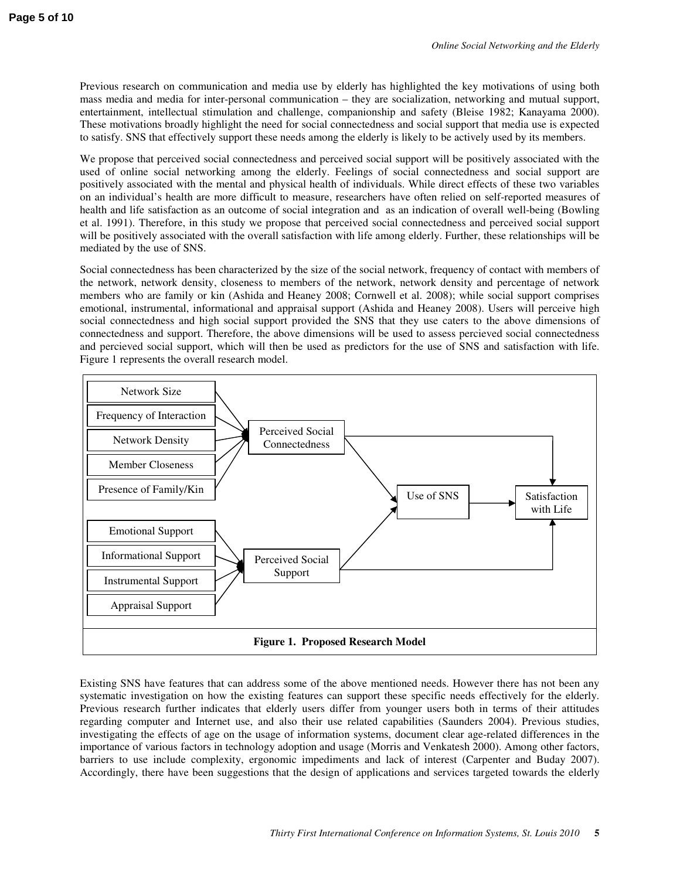Previous research on communication and media use by elderly has highlighted the key motivations of using both mass media and media for inter-personal communication – they are socialization, networking and mutual support, entertainment, intellectual stimulation and challenge, companionship and safety (Bleise 1982; Kanayama 2000). These motivations broadly highlight the need for social connectedness and social support that media use is expected to satisfy. SNS that effectively support these needs among the elderly is likely to be actively used by its members.

We propose that perceived social connectedness and perceived social support will be positively associated with the used of online social networking among the elderly. Feelings of social connectedness and social support are positively associated with the mental and physical health of individuals. While direct effects of these two variables on an individual's health are more difficult to measure, researchers have often relied on self-reported measures of health and life satisfaction as an outcome of social integration and as an indication of overall well-being (Bowling et al. 1991). Therefore, in this study we propose that perceived social connectedness and perceived social support will be positively associated with the overall satisfaction with life among elderly. Further, these relationships will be mediated by the use of SNS.

Social connectedness has been characterized by the size of the social network, frequency of contact with members of the network, network density, closeness to members of the network, network density and percentage of network members who are family or kin (Ashida and Heaney 2008; Cornwell et al. 2008); while social support comprises emotional, instrumental, informational and appraisal support (Ashida and Heaney 2008). Users will perceive high social connectedness and high social support provided the SNS that they use caters to the above dimensions of connectedness and support. Therefore, the above dimensions will be used to assess percieved social connectedness and percieved social support, which will then be used as predictors for the use of SNS and satisfaction with life. Figure 1 represents the overall research model.

Network Size
Frequency of Interaction
Network Density
Member Closeness
Presence of Family/Kin
Perceived Social Connectedness
Use of SNS
Satisfaction with Life
Emotional Support
Informational Support
Instrumental Support
Appraisal Support
Perceived Social Support

**Figure 1. Proposed Research Model**

Existing SNS have features that can address some of the above mentioned needs. However there has not been any systematic investigation on how the existing features can support these specific needs effectively for the elderly. Previous research further indicates that elderly users differ from younger users both in terms of their attitudes regarding computer and Internet use, and also their use related capabilities (Saunders 2004). Previous studies, investigating the effects of age on the usage of information systems, document clear age-related differences in the importance of various factors in technology adoption and usage (Morris and Venkatesh 2000). Among other factors, barriers to use include complexity, ergonomic impediments and lack of interest (Carpenter and Buday 2007). Accordingly, there have been suggestions that the design of applications and services targeted towards the elderly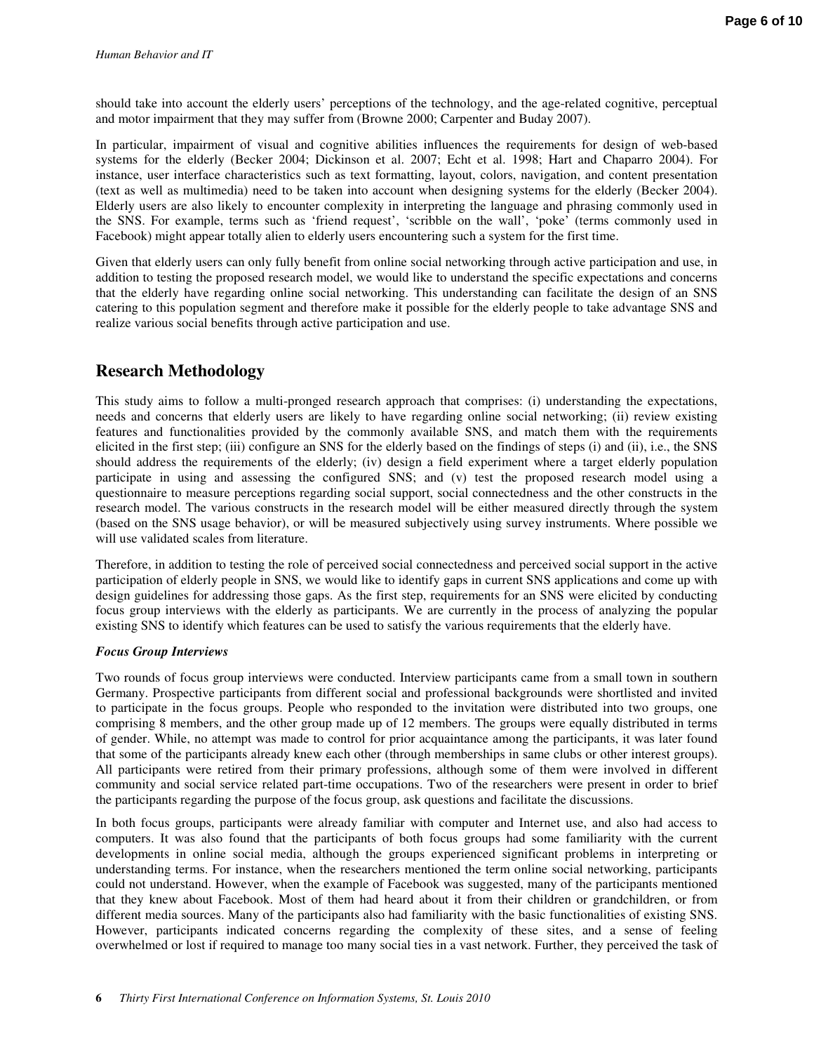should take into account the elderly users' perceptions of the technology, and the age-related cognitive, perceptual and motor impairment that they may suffer from (Browne 2000; Carpenter and Buday 2007).

In particular, impairment of visual and cognitive abilities influences the requirements for design of web-based systems for the elderly (Becker 2004; Dickinson et al. 2007; Echt et al. 1998; Hart and Chaparro 2004). For instance, user interface characteristics such as text formatting, layout, colors, navigation, and content presentation (text as well as multimedia) need to be taken into account when designing systems for the elderly (Becker 2004). Elderly users are also likely to encounter complexity in interpreting the language and phrasing commonly used in the SNS. For example, terms such as 'friend request', 'scribble on the wall', 'poke' (terms commonly used in Facebook) might appear totally alien to elderly users encountering such a system for the first time.

Given that elderly users can only fully benefit from online social networking through active participation and use, in addition to testing the proposed research model, we would like to understand the specific expectations and concerns that the elderly have regarding online social networking. This understanding can facilitate the design of an SNS catering to this population segment and therefore make it possible for the elderly people to take advantage SNS and realize various social benefits through active participation and use.

## Research Methodology

This study aims to follow a multi-pronged research approach that comprises: (i) understanding the expectations, needs and concerns that elderly users are likely to have regarding online social networking; (ii) review existing features and functionalities provided by the commonly available SNS, and match them with the requirements elicited in the first step; (iii) configure an SNS for the elderly based on the findings of steps (i) and (ii), i.e., the SNS should address the requirements of the elderly; (iv) design a field experiment where a target elderly population participate in using and assessing the configured SNS; and (v) test the proposed research model using a questionnaire to measure perceptions regarding social support, social connectedness and the other constructs in the research model. The various constructs in the research model will be either measured directly through the system (based on the SNS usage behavior), or will be measured subjectively using survey instruments. Where possible we will use validated scales from literature.

Therefore, in addition to testing the role of perceived social connectedness and perceived social support in the active participation of elderly people in SNS, we would like to identify gaps in current SNS applications and come up with design guidelines for addressing those gaps. As the first step, requirements for an SNS were elicited by conducting focus group interviews with the elderly as participants. We are currently in the process of analyzing the popular existing SNS to identify which features can be used to satisfy the various requirements that the elderly have.

***Focus Group Interviews***

Two rounds of focus group interviews were conducted. Interview participants came from a small town in southern Germany. Prospective participants from different social and professional backgrounds were shortlisted and invited to participate in the focus groups. People who responded to the invitation were distributed into two groups, one comprising 8 members, and the other group made up of 12 members. The groups were equally distributed in terms of gender. While, no attempt was made to control for prior acquaintance among the participants, it was later found that some of the participants already knew each other (through memberships in same clubs or other interest groups). All participants were retired from their primary professions, although some of them were involved in different community and social service related part-time occupations. Two of the researchers were present in order to brief the participants regarding the purpose of the focus group, ask questions and facilitate the discussions.

In both focus groups, participants were already familiar with computer and Internet use, and also had access to computers. It was also found that the participants of both focus groups had some familiarity with the current developments in online social media, although the groups experienced significant problems in interpreting or understanding terms. For instance, when the researchers mentioned the term online social networking, participants could not understand. However, when the example of Facebook was suggested, many of the participants mentioned that they knew about Facebook. Most of them had heard about it from their children or grandchildren, or from different media sources. Many of the participants also had familiarity with the basic functionalities of existing SNS. However, participants indicated concerns regarding the complexity of these sites, and a sense of feeling overwhelmed or lost if required to manage too many social ties in a vast network. Further, they perceived the task of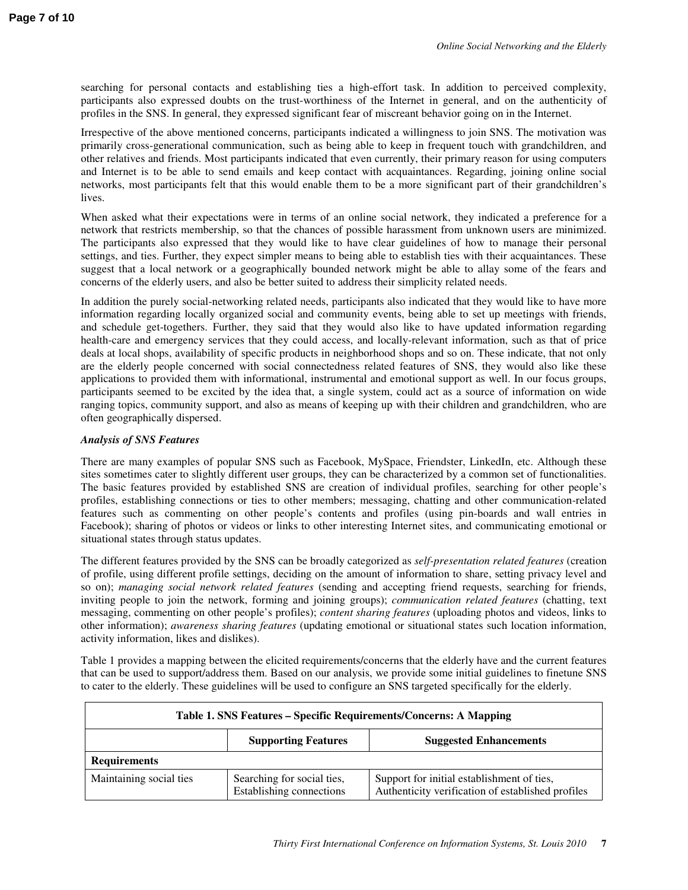searching for personal contacts and establishing ties a high-effort task. In addition to perceived complexity, participants also expressed doubts on the trust-worthiness of the Internet in general, and on the authenticity of profiles in the SNS. In general, they expressed significant fear of miscreant behavior going on in the Internet.

Irrespective of the above mentioned concerns, participants indicated a willingness to join SNS. The motivation was primarily cross-generational communication, such as being able to keep in frequent touch with grandchildren, and other relatives and friends. Most participants indicated that even currently, their primary reason for using computers and Internet is to be able to send emails and keep contact with acquaintances. Regarding, joining online social networks, most participants felt that this would enable them to be a more significant part of their grandchildren's lives.

When asked what their expectations were in terms of an online social network, they indicated a preference for a network that restricts membership, so that the chances of possible harassment from unknown users are minimized. The participants also expressed that they would like to have clear guidelines of how to manage their personal settings, and ties. Further, they expect simpler means to being able to establish ties with their acquaintances. These suggest that a local network or a geographically bounded network might be able to allay some of the fears and concerns of the elderly users, and also be better suited to address their simplicity related needs.

In addition the purely social-networking related needs, participants also indicated that they would like to have more information regarding locally organized social and community events, being able to set up meetings with friends, and schedule get-togethers. Further, they said that they would also like to have updated information regarding health-care and emergency services that they could access, and locally-relevant information, such as that of price deals at local shops, availability of specific products in neighborhood shops and so on. These indicate, that not only are the elderly people concerned with social connectedness related features of SNS, they would also like these applications to provided them with informational, instrumental and emotional support as well. In our focus groups, participants seemed to be excited by the idea that, a single system, could act as a source of information on wide ranging topics, community support, and also as means of keeping up with their children and grandchildren, who are often geographically dispersed.

### *Analysis of SNS Features*

There are many examples of popular SNS such as Facebook, MySpace, Friendster, LinkedIn, etc. Although these sites sometimes cater to slightly different user groups, they can be characterized by a common set of functionalities. The basic features provided by established SNS are creation of individual profiles, searching for other people's profiles, establishing connections or ties to other members; messaging, chatting and other communication-related features such as commenting on other people's contents and profiles (using pin-boards and wall entries in Facebook); sharing of photos or videos or links to other interesting Internet sites, and communicating emotional or situational states through status updates.

The different features provided by the SNS can be broadly categorized as *self-presentation related features* (creation of profile, using different profile settings, deciding on the amount of information to share, setting privacy level and so on); *managing social network related features* (sending and accepting friend requests, searching for friends, inviting people to join the network, forming and joining groups); *communication related features* (chatting, text messaging, commenting on other people's profiles); *content sharing features* (uploading photos and videos, links to other information); *awareness sharing features* (updating emotional or situational states such location information, activity information, likes and dislikes).

Table 1 provides a mapping between the elicited requirements/concerns that the elderly have and the current features that can be used to support/address them. Based on our analysis, we provide some initial guidelines to finetune SNS to cater to the elderly. These guidelines will be used to configure an SNS targeted specifically for the elderly.

**Table 1. SNS Features – Specific Requirements/Concerns: A Mapping**

| | **Supporting Features** | **Suggested Enhancements** |
|---|---|---|
| **Requirements** | | |
| Maintaining social ties | Searching for social ties, Establishing connections | Support for initial establishment of ties, Authenticity verification of established profiles |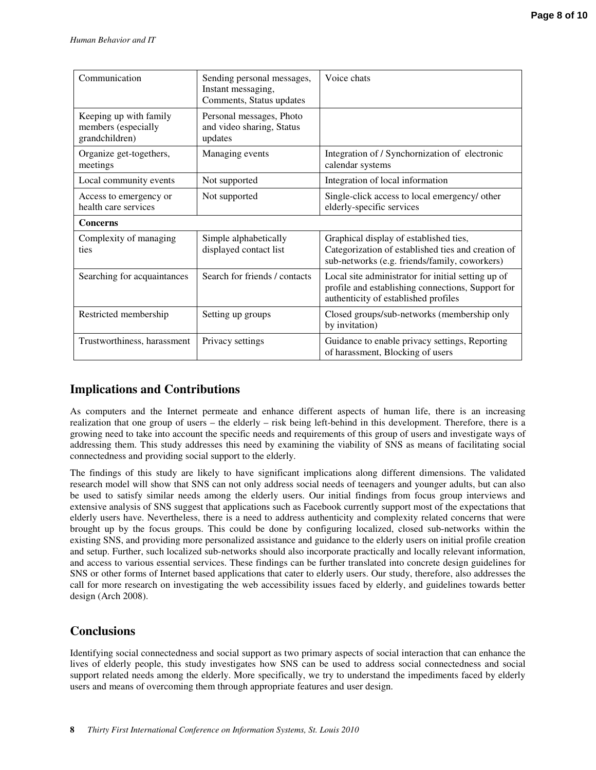| | | |
|---|---|---|
| Communication | Sending personal messages, Instant messaging, Comments, Status updates | Voice chats |
| Keeping up with family members (especially grandchildren) | Personal messages, Photo and video sharing, Status updates | |
| Organize get-togethers, meetings | Managing events | Integration of / Synchornization of electronic calendar systems |
| Local community events | Not supported | Integration of local information |
| Access to emergency or health care services | Not supported | Single-click access to local emergency/ other elderly-specific services |
| **Concerns** | | |
| Complexity of managing ties | Simple alphabetically displayed contact list | Graphical display of established ties, Categorization of established ties and creation of sub-networks (e.g. friends/family, coworkers) |
| Searching for acquaintances | Search for friends / contacts | Local site administrator for initial setting up of profile and establishing connections, Support for authenticity of established profiles |
| Restricted membership | Setting up groups | Closed groups/sub-networks (membership only by invitation) |
| Trustworthiness, harassment | Privacy settings | Guidance to enable privacy settings, Reporting of harassment, Blocking of users |

## Implications and Contributions

As computers and the Internet permeate and enhance different aspects of human life, there is an increasing realization that one group of users – the elderly – risk being left-behind in this development. Therefore, there is a growing need to take into account the specific needs and requirements of this group of users and investigate ways of addressing them. This study addresses this need by examining the viability of SNS as means of facilitating social connectedness and providing social support to the elderly.

The findings of this study are likely to have significant implications along different dimensions. The validated research model will show that SNS can not only address social needs of teenagers and younger adults, but can also be used to satisfy similar needs among the elderly users. Our initial findings from focus group interviews and extensive analysis of SNS suggest that applications such as Facebook currently support most of the expectations that elderly users have. Nevertheless, there is a need to address authenticity and complexity related concerns that were brought up by the focus groups. This could be done by configuring localized, closed sub-networks within the existing SNS, and providing more personalized assistance and guidance to the elderly users on initial profile creation and setup. Further, such localized sub-networks should also incorporate practically and locally relevant information, and access to various essential services. These findings can be further translated into concrete design guidelines for SNS or other forms of Internet based applications that cater to elderly users. Our study, therefore, also addresses the call for more research on investigating the web accessibility issues faced by elderly, and guidelines towards better design (Arch 2008).

## Conclusions

Identifying social connectedness and social support as two primary aspects of social interaction that can enhance the lives of elderly people, this study investigates how SNS can be used to address social connectedness and social support related needs among the elderly. More specifically, we try to understand the impediments faced by elderly users and means of overcoming them through appropriate features and user design.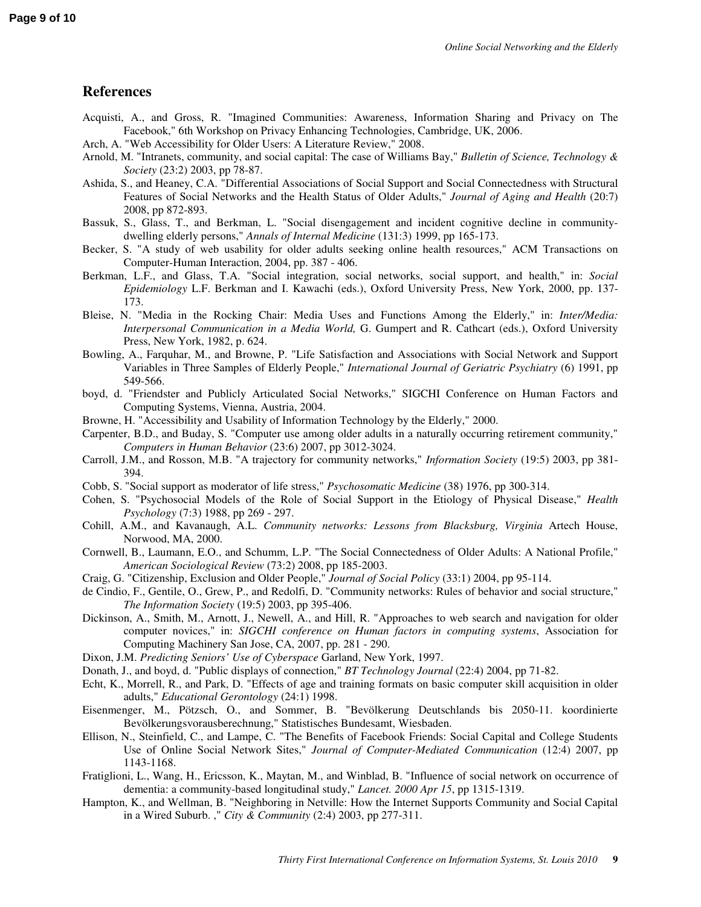## References

Acquisti, A., and Gross, R. "Imagined Communities: Awareness, Information Sharing and Privacy on The Facebook," 6th Workshop on Privacy Enhancing Technologies, Cambridge, UK, 2006.

Arch, A. "Web Accessibility for Older Users: A Literature Review," 2008.

Arnold, M. "Intranets, community, and social capital: The case of Williams Bay," *Bulletin of Science, Technology & Society* (23:2) 2003, pp 78-87.

Ashida, S., and Heaney, C.A. "Differential Associations of Social Support and Social Connectedness with Structural Features of Social Networks and the Health Status of Older Adults," *Journal of Aging and Health* (20:7) 2008, pp 872-893.

Bassuk, S., Glass, T., and Berkman, L. "Social disengagement and incident cognitive decline in community-dwelling elderly persons," *Annals of Internal Medicine* (131:3) 1999, pp 165-173.

Becker, S. "A study of web usability for older adults seeking online health resources," ACM Transactions on Computer-Human Interaction, 2004, pp. 387 - 406.

Berkman, L.F., and Glass, T.A. "Social integration, social networks, social support, and health," in: *Social Epidemiology* L.F. Berkman and I. Kawachi (eds.), Oxford University Press, New York, 2000, pp. 137-173.

Bleise, N. "Media in the Rocking Chair: Media Uses and Functions Among the Elderly," in: *Inter/Media: Interpersonal Communication in a Media World,* G. Gumpert and R. Cathcart (eds.), Oxford University Press, New York, 1982, p. 624.

Bowling, A., Farquhar, M., and Browne, P. "Life Satisfaction and Associations with Social Network and Support Variables in Three Samples of Elderly People," *International Journal of Geriatric Psychiatry* (6) 1991, pp 549-566.

boyd, d. "Friendster and Publicly Articulated Social Networks," SIGCHI Conference on Human Factors and Computing Systems, Vienna, Austria, 2004.

Browne, H. "Accessibility and Usability of Information Technology by the Elderly," 2000.

Carpenter, B.D., and Buday, S. "Computer use among older adults in a naturally occurring retirement community," *Computers in Human Behavior* (23:6) 2007, pp 3012-3024.

Carroll, J.M., and Rosson, M.B. "A trajectory for community networks," *Information Society* (19:5) 2003, pp 381-394.

Cobb, S. "Social support as moderator of life stress," *Psychosomatic Medicine* (38) 1976, pp 300-314.

Cohen, S. "Psychosocial Models of the Role of Social Support in the Etiology of Physical Disease," *Health Psychology* (7:3) 1988, pp 269 - 297.

Cohill, A.M., and Kavanaugh, A.L. *Community networks: Lessons from Blacksburg, Virginia* Artech House, Norwood, MA, 2000.

Cornwell, B., Laumann, E.O., and Schumm, L.P. "The Social Connectedness of Older Adults: A National Profile," *American Sociological Review* (73:2) 2008, pp 185-2003.

Craig, G. "Citizenship, Exclusion and Older People," *Journal of Social Policy* (33:1) 2004, pp 95-114.

de Cindio, F., Gentile, O., Grew, P., and Redolfi, D. "Community networks: Rules of behavior and social structure," *The Information Society* (19:5) 2003, pp 395-406.

Dickinson, A., Smith, M., Arnott, J., Newell, A., and Hill, R. "Approaches to web search and navigation for older computer novices," in: *SIGCHI conference on Human factors in computing systems*, Association for Computing Machinery San Jose, CA, 2007, pp. 281 - 290.

Dixon, J.M. *Predicting Seniors' Use of Cyberspace* Garland, New York, 1997.

Donath, J., and boyd, d. "Public displays of connection," *BT Technology Journal* (22:4) 2004, pp 71-82.

Echt, K., Morrell, R., and Park, D. "Effects of age and training formats on basic computer skill acquisition in older adults," *Educational Gerontology* (24:1) 1998.

Eisenmenger, M., Pötzsch, O., and Sommer, B. "Bevölkerung Deutschlands bis 2050-11. koordinierte Bevölkerungsvorausberechnung," Statistisches Bundesamt, Wiesbaden.

Ellison, N., Steinfield, C., and Lampe, C. "The Benefits of Facebook Friends: Social Capital and College Students Use of Online Social Network Sites," *Journal of Computer-Mediated Communication* (12:4) 2007, pp 1143-1168.

Fratiglioni, L., Wang, H., Ericsson, K., Maytan, M., and Winblad, B. "Influence of social network on occurrence of dementia: a community-based longitudinal study," *Lancet. 2000 Apr 15*, pp 1315-1319.

Hampton, K., and Wellman, B. "Neighboring in Netville: How the Internet Supports Community and Social Capital in a Wired Suburb. ," *City & Community* (2:4) 2003, pp 277-311.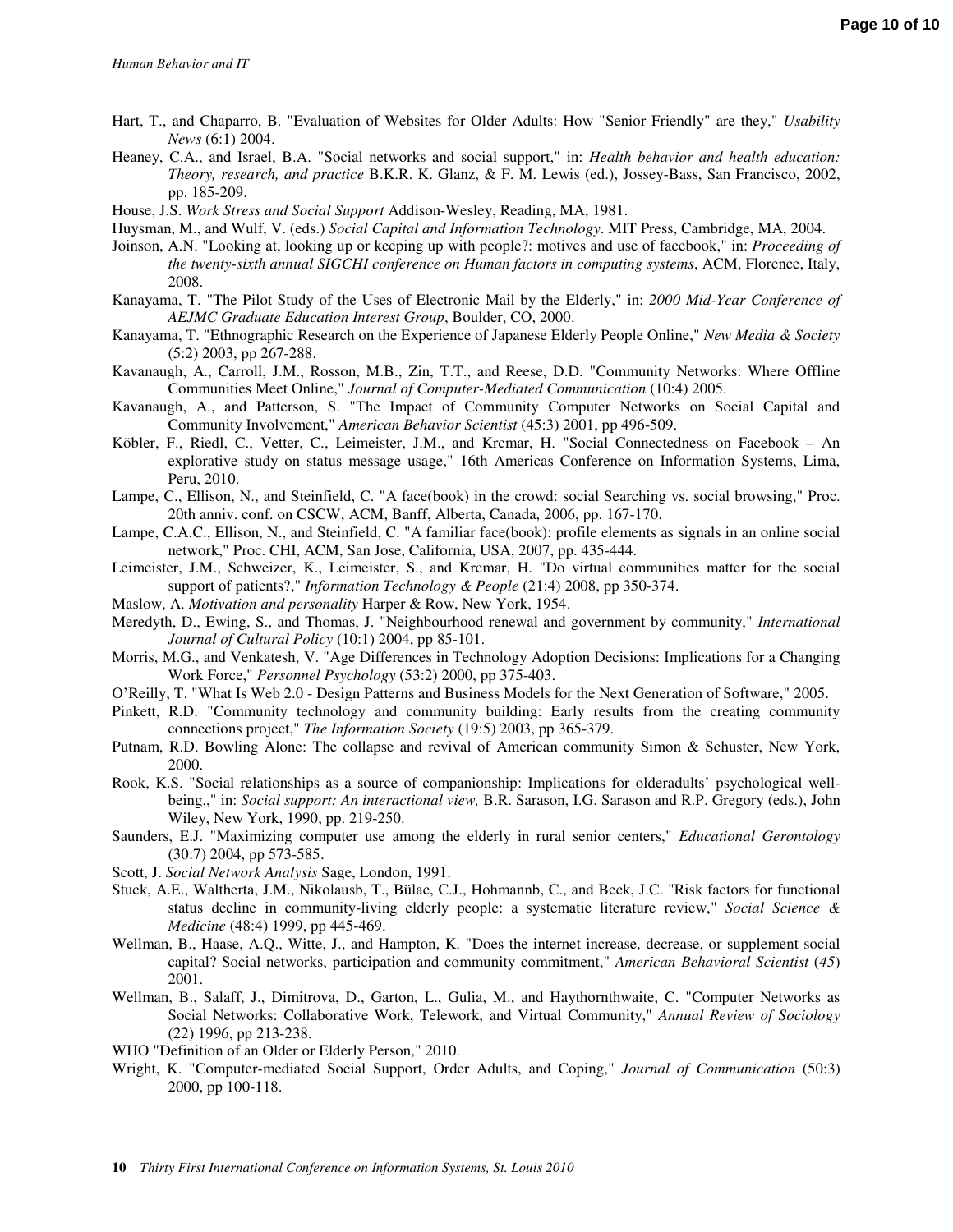Hart, T., and Chaparro, B. "Evaluation of Websites for Older Adults: How "Senior Friendly" are they," *Usability News* (6:1) 2004.

Heaney, C.A., and Israel, B.A. "Social networks and social support," in: *Health behavior and health education: Theory, research, and practice* B.K.R. K. Glanz, & F. M. Lewis (ed.), Jossey-Bass, San Francisco, 2002, pp. 185-209.

House, J.S. *Work Stress and Social Support* Addison-Wesley, Reading, MA, 1981.

Huysman, M., and Wulf, V. (eds.) *Social Capital and Information Technology*. MIT Press, Cambridge, MA, 2004.

Joinson, A.N. "Looking at, looking up or keeping up with people?: motives and use of facebook," in: *Proceeding of the twenty-sixth annual SIGCHI conference on Human factors in computing systems*, ACM, Florence, Italy, 2008.

Kanayama, T. "The Pilot Study of the Uses of Electronic Mail by the Elderly," in: *2000 Mid-Year Conference of AEJMC Graduate Education Interest Group*, Boulder, CO, 2000.

Kanayama, T. "Ethnographic Research on the Experience of Japanese Elderly People Online," *New Media & Society* (5:2) 2003, pp 267-288.

Kavanaugh, A., Carroll, J.M., Rosson, M.B., Zin, T.T., and Reese, D.D. "Community Networks: Where Offline Communities Meet Online," *Journal of Computer-Mediated Communication* (10:4) 2005.

Kavanaugh, A., and Patterson, S. "The Impact of Community Computer Networks on Social Capital and Community Involvement," *American Behavior Scientist* (45:3) 2001, pp 496-509.

Köbler, F., Riedl, C., Vetter, C., Leimeister, J.M., and Krcmar, H. "Social Connectedness on Facebook – An explorative study on status message usage," 16th Americas Conference on Information Systems, Lima, Peru, 2010.

Lampe, C., Ellison, N., and Steinfield, C. "A face(book) in the crowd: social Searching vs. social browsing," Proc. 20th anniv. conf. on CSCW, ACM, Banff, Alberta, Canada, 2006, pp. 167-170.

Lampe, C.A.C., Ellison, N., and Steinfield, C. "A familiar face(book): profile elements as signals in an online social network," Proc. CHI, ACM, San Jose, California, USA, 2007, pp. 435-444.

Leimeister, J.M., Schweizer, K., Leimeister, S., and Krcmar, H. "Do virtual communities matter for the social support of patients?," *Information Technology & People* (21:4) 2008, pp 350-374.

Maslow, A. *Motivation and personality* Harper & Row, New York, 1954.

Meredyth, D., Ewing, S., and Thomas, J. "Neighbourhood renewal and government by community," *International Journal of Cultural Policy* (10:1) 2004, pp 85-101.

Morris, M.G., and Venkatesh, V. "Age Differences in Technology Adoption Decisions: Implications for a Changing Work Force," *Personnel Psychology* (53:2) 2000, pp 375-403.

O'Reilly, T. "What Is Web 2.0 - Design Patterns and Business Models for the Next Generation of Software," 2005.

Pinkett, R.D. "Community technology and community building: Early results from the creating community connections project," *The Information Society* (19:5) 2003, pp 365-379.

Putnam, R.D. Bowling Alone: The collapse and revival of American community Simon & Schuster, New York, 2000.

Rook, K.S. "Social relationships as a source of companionship: Implications for olderadults' psychological well-being.," in: *Social support: An interactional view,* B.R. Sarason, I.G. Sarason and R.P. Gregory (eds.), John Wiley, New York, 1990, pp. 219-250.

Saunders, E.J. "Maximizing computer use among the elderly in rural senior centers," *Educational Gerontology* (30:7) 2004, pp 573-585.

Scott, J. *Social Network Analysis* Sage, London, 1991.

Stuck, A.E., Waltherta, J.M., Nikolausb, T., Bülac, C.J., Hohmannb, C., and Beck, J.C. "Risk factors for functional status decline in community-living elderly people: a systematic literature review," *Social Science & Medicine* (48:4) 1999, pp 445-469.

Wellman, B., Haase, A.Q., Witte, J., and Hampton, K. "Does the internet increase, decrease, or supplement social capital? Social networks, participation and community commitment," *American Behavioral Scientist* (*45*) 2001.

Wellman, B., Salaff, J., Dimitrova, D., Garton, L., Gulia, M., and Haythornthwaite, C. "Computer Networks as Social Networks: Collaborative Work, Telework, and Virtual Community," *Annual Review of Sociology* (22) 1996, pp 213-238.

WHO "Definition of an Older or Elderly Person," 2010.

Wright, K. "Computer-mediated Social Support, Order Adults, and Coping," *Journal of Communication* (50:3) 2000, pp 100-118.